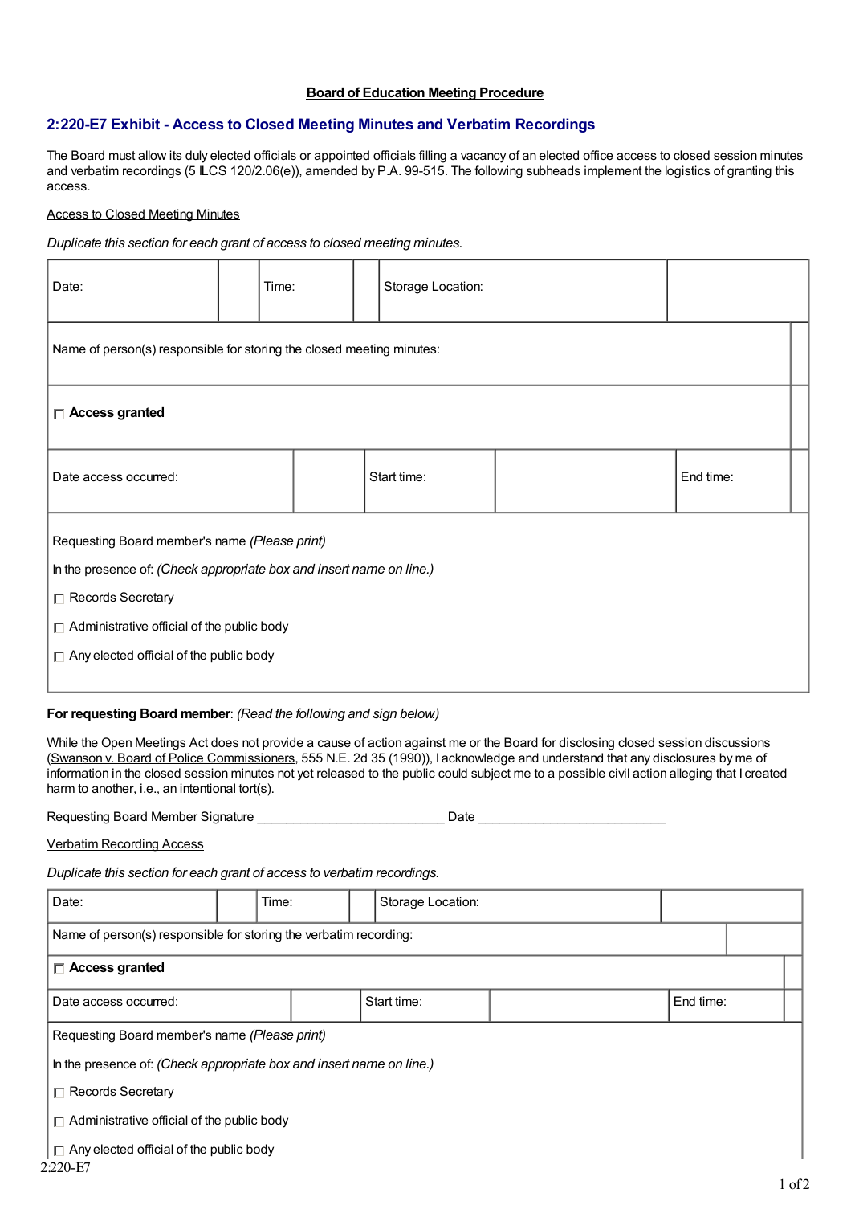**Board of Education Meeting Procedure**

## 2:220-E7 Exhibit - Access to Closed Meeting Minutes and Verbatim Recordings

The Board must allow its duly elected officials or appointed officials filling a vacancy of an elected office access to closed session minutes and verbatim recordings (5 ILCS 120/2.06(e)), amended by P.A. 99-515. The following subheads implement the logistics of granting this access.

Access to Closed Meeting Minutes

*Duplicate this section for each grant of access to closed meeting minutes.*

| Date: | | Time: | | Storage Location: | |
|---|---|---|---|---|---|
| Name of person(s) responsible for storing the closed meeting minutes: | | | | | |
| ☐ **Access granted** | | | | | |
| Date access occurred: | | Start time: | | End time: | |

Requesting Board member's name *(Please print)*

In the presence of: *(Check appropriate box and insert name on line.)*

☐ Records Secretary

☐ Administrative official of the public body

☐ Any elected official of the public body

**For requesting Board member**: *(Read the following and sign below.)*

While the Open Meetings Act does not provide a cause of action against me or the Board for disclosing closed session discussions (Swanson v. Board of Police Commissioners, 555 N.E. 2d 35 (1990)), I acknowledge and understand that any disclosures by me of information in the closed session minutes not yet released to the public could subject me to a possible civil action alleging that I created harm to another, i.e., an intentional tort(s).

Requesting Board Member Signature __________________________ Date __________________________

Verbatim Recording Access

*Duplicate this section for each grant of access to verbatim recordings.*

| Date: | | Time: | | Storage Location: | |
|---|---|---|---|---|---|
| Name of person(s) responsible for storing the verbatim recording: | | | | | |
| ☐ **Access granted** | | | | | |
| Date access occurred: | | Start time: | | End time: | |

Requesting Board member's name *(Please print)*

In the presence of: *(Check appropriate box and insert name on line.)*

☐ Records Secretary

☐ Administrative official of the public body

☐ Any elected official of the public body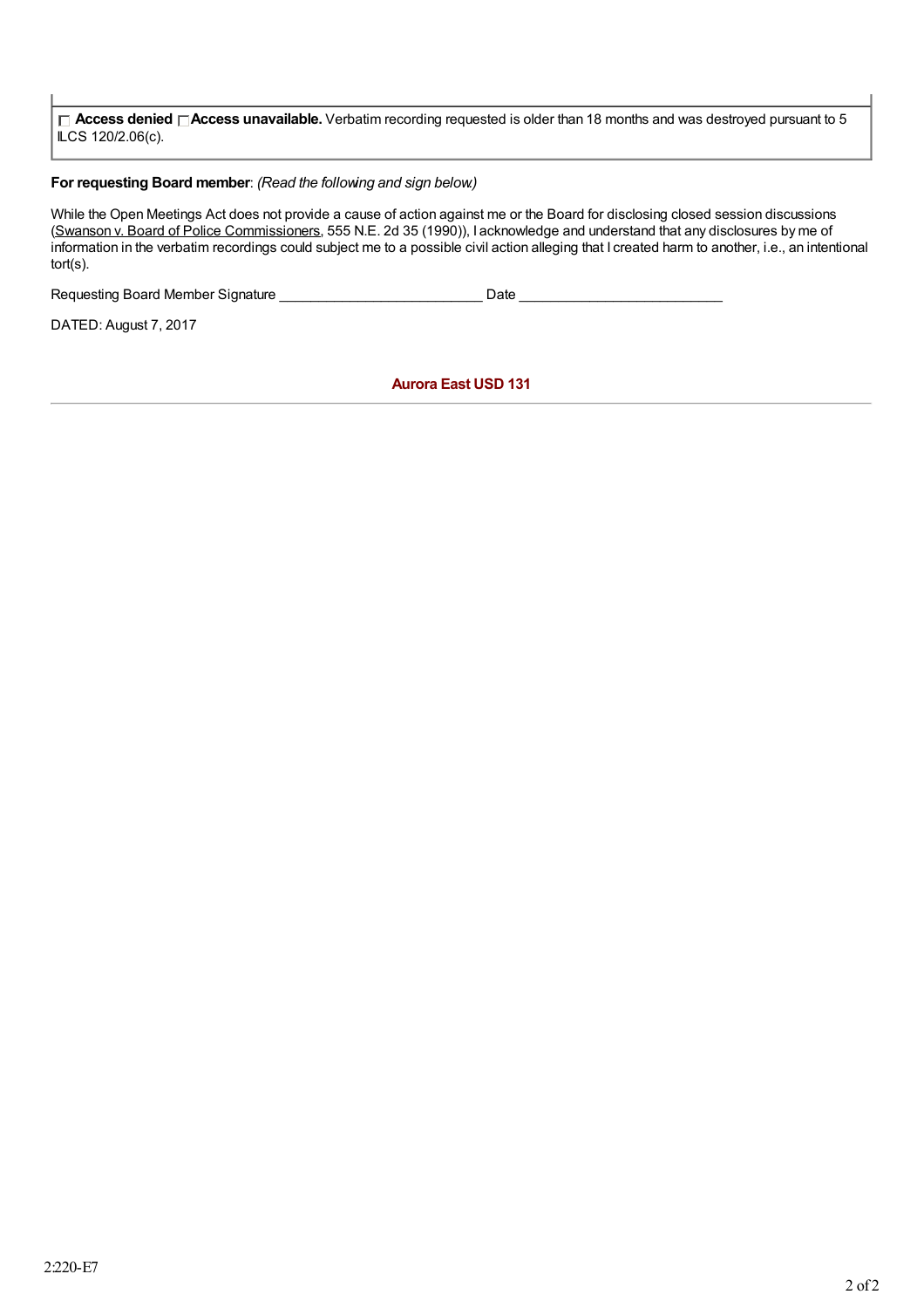☐ **Access denied** ☐ **Access unavailable.** Verbatim recording requested is older than 18 months and was destroyed pursuant to 5 ILCS 120/2.06(c).

**For requesting Board member**: *(Read the following and sign below.)*

While the Open Meetings Act does not provide a cause of action against me or the Board for disclosing closed session discussions (Swanson v. Board of Police Commissioners, 555 N.E. 2d 35 (1990)), I acknowledge and understand that any disclosures by me of information in the verbatim recordings could subject me to a possible civil action alleging that I created harm to another, i.e., an intentional tort(s).

Requesting Board Member Signature __________________________ Date __________________________

DATED: August 7, 2017

**Aurora East USD 131**

2:220-E7